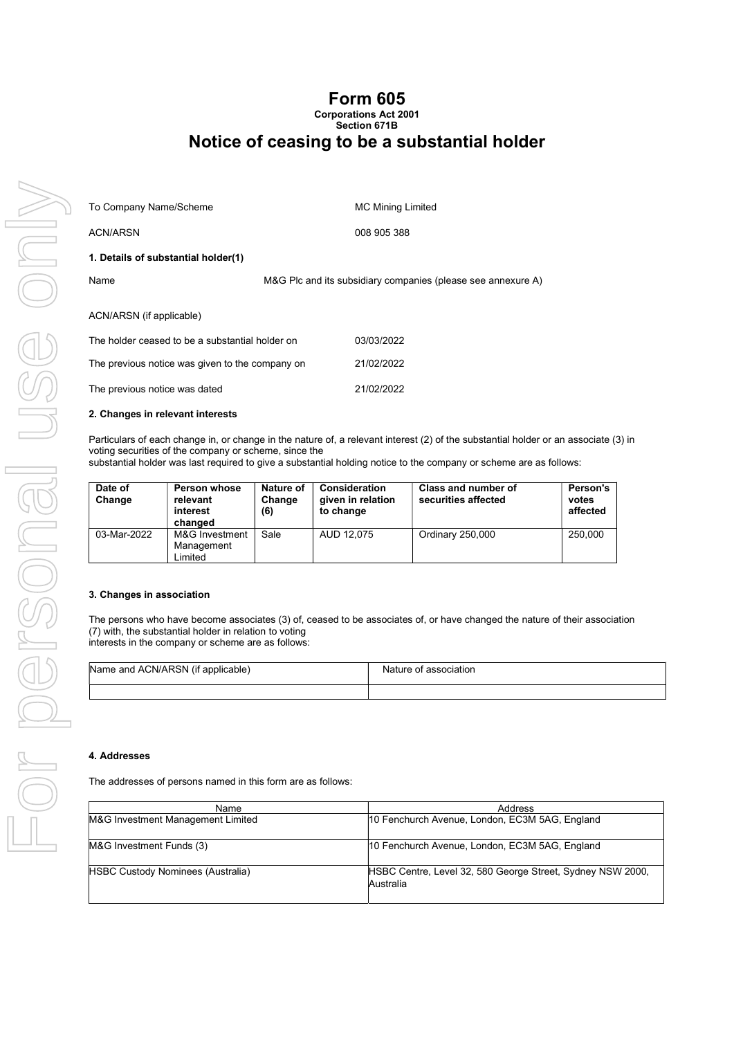# Form 605

**Corporations Act 2001**
**Section 671B**

## Notice of ceasing to be a substantial holder

| | |
|---|---|
| To Company Name/Scheme | MC Mining Limited |
| ACN/ARSN | 008 905 388 |

**1. Details of substantial holder(1)**

| | |
|---|---|
| Name | M&G Plc and its subsidiary companies (please see annexure A) |
| ACN/ARSN (if applicable) | |
| The holder ceased to be a substantial holder on | 03/03/2022 |
| The previous notice was given to the company on | 21/02/2022 |
| The previous notice was dated | 21/02/2022 |

**2. Changes in relevant interests**

Particulars of each change in, or change in the nature of, a relevant interest (2) of the substantial holder or an associate (3) in voting securities of the company or scheme, since the
substantial holder was last required to give a substantial holding notice to the company or scheme are as follows:

| Date of Change | Person whose relevant interest changed | Nature of Change (6) | Consideration given in relation to change | Class and number of securities affected | Person's votes affected |
|---|---|---|---|---|---|
| 03-Mar-2022 | M&G Investment Management Limited | Sale | AUD 12,075 | Ordinary 250,000 | 250,000 |

**3. Changes in association**

The persons who have become associates (3) of, ceased to be associates of, or have changed the nature of their association (7) with, the substantial holder in relation to voting
interests in the company or scheme are as follows:

| Name and ACN/ARSN (if applicable) | Nature of association |
|---|---|
| | |

**4. Addresses**

The addresses of persons named in this form are as follows:

| Name | Address |
|---|---|
| M&G Investment Management Limited | 10 Fenchurch Avenue, London, EC3M 5AG, England |
| M&G Investment Funds (3) | 10 Fenchurch Avenue, London, EC3M 5AG, England |
| HSBC Custody Nominees (Australia) | HSBC Centre, Level 32, 580 George Street, Sydney NSW 2000, Australia |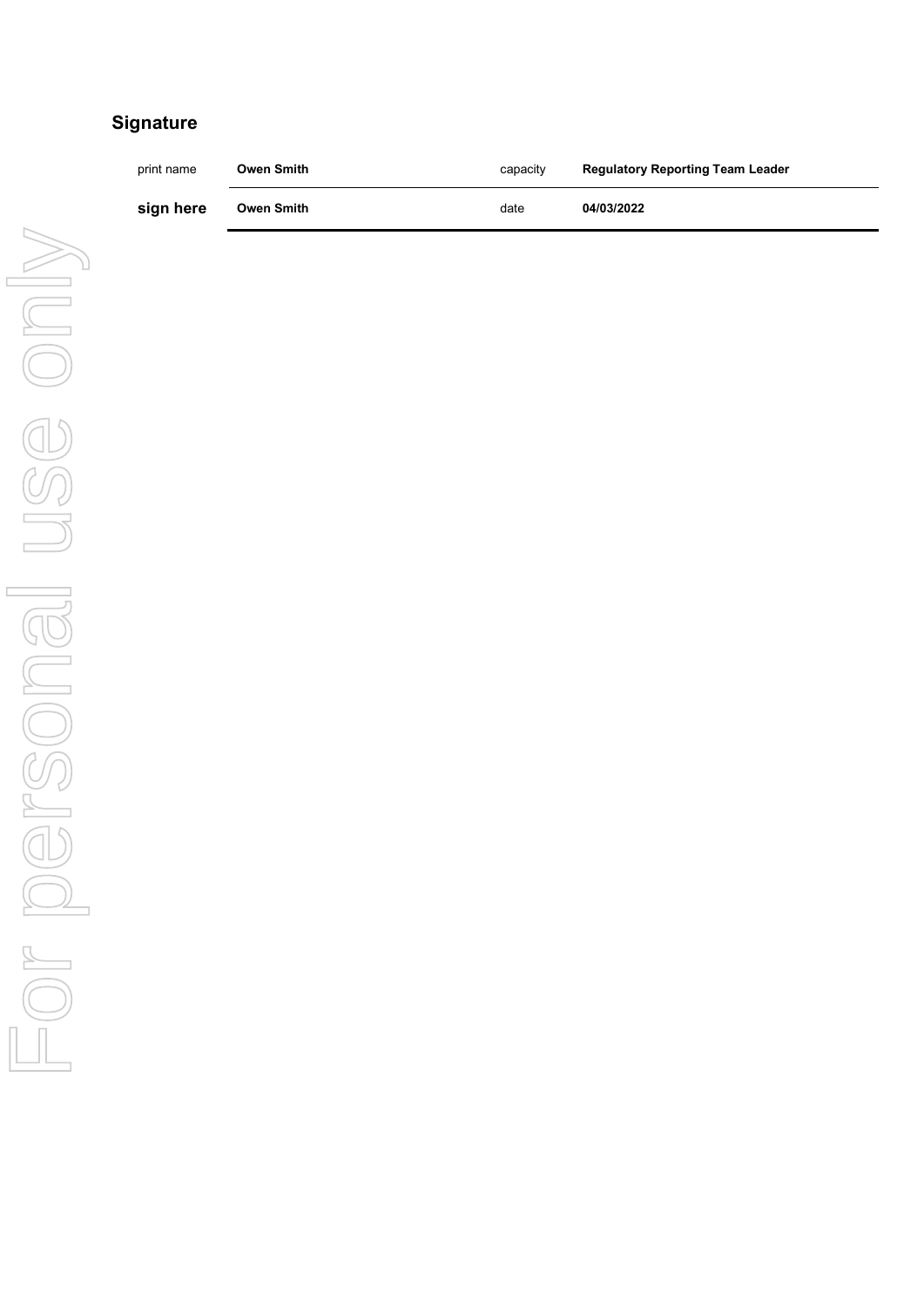## Signature

| print name | **Owen Smith** | capacity | **Regulatory Reporting Team Leader** |
|---|---|---|---|
| **sign here** | **Owen Smith** | date | **04/03/2022** |

For personal use only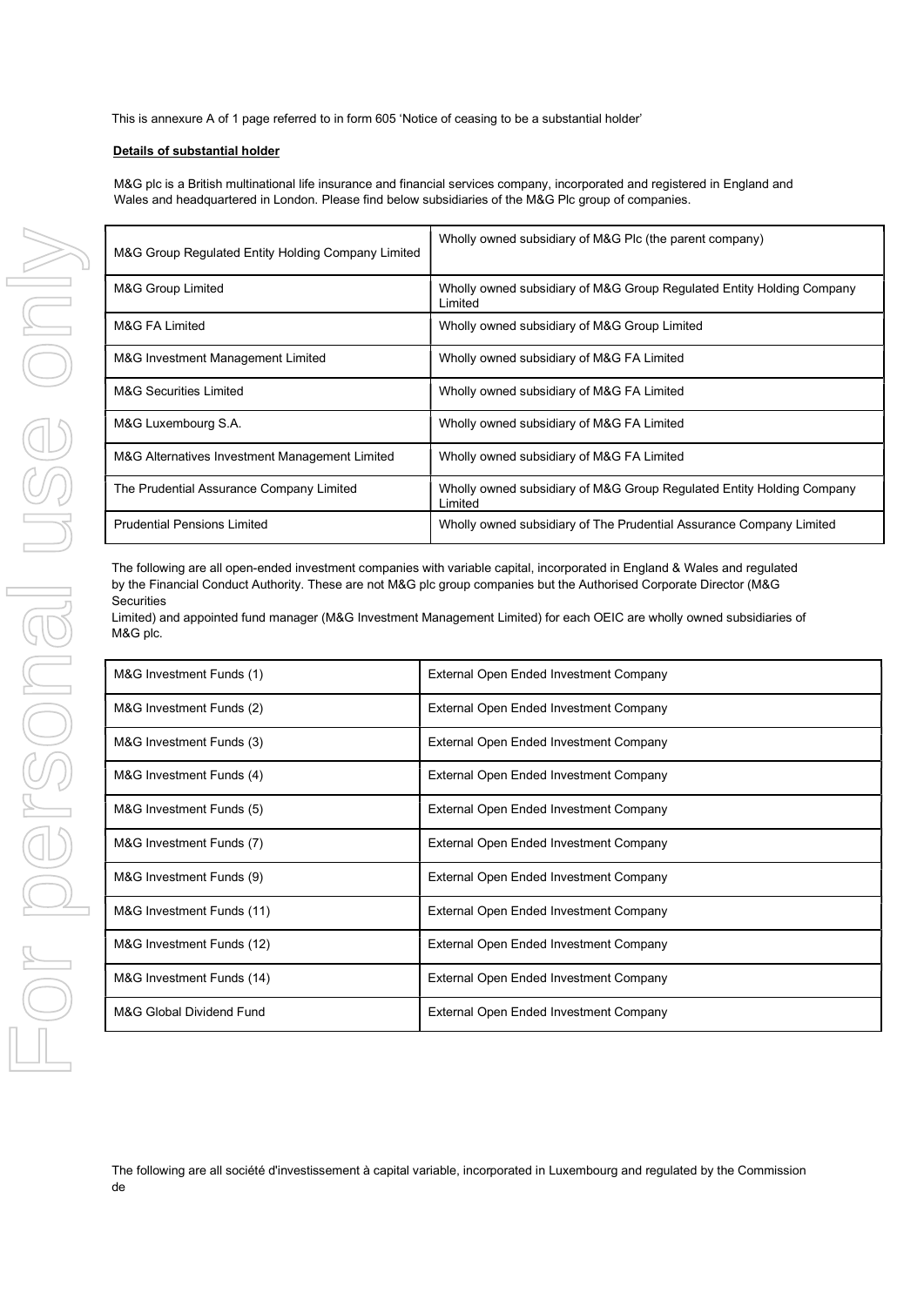This is annexure A of 1 page referred to in form 605 'Notice of ceasing to be a substantial holder'

**Details of substantial holder**

M&G plc is a British multinational life insurance and financial services company, incorporated and registered in England and Wales and headquartered in London. Please find below subsidiaries of the M&G Plc group of companies.

| | |
|---|---|
| M&G Group Regulated Entity Holding Company Limited | Wholly owned subsidiary of M&G Plc (the parent company) |
| M&G Group Limited | Wholly owned subsidiary of M&G Group Regulated Entity Holding Company Limited |
| M&G FA Limited | Wholly owned subsidiary of M&G Group Limited |
| M&G Investment Management Limited | Wholly owned subsidiary of M&G FA Limited |
| M&G Securities Limited | Wholly owned subsidiary of M&G FA Limited |
| M&G Luxembourg S.A. | Wholly owned subsidiary of M&G FA Limited |
| M&G Alternatives Investment Management Limited | Wholly owned subsidiary of M&G FA Limited |
| The Prudential Assurance Company Limited | Wholly owned subsidiary of M&G Group Regulated Entity Holding Company Limited |
| Prudential Pensions Limited | Wholly owned subsidiary of The Prudential Assurance Company Limited |

The following are all open-ended investment companies with variable capital, incorporated in England & Wales and regulated by the Financial Conduct Authority. These are not M&G plc group companies but the Authorised Corporate Director (M&G Securities Limited) and appointed fund manager (M&G Investment Management Limited) for each OEIC are wholly owned subsidiaries of M&G plc.

| | |
|---|---|
| M&G Investment Funds (1) | External Open Ended Investment Company |
| M&G Investment Funds (2) | External Open Ended Investment Company |
| M&G Investment Funds (3) | External Open Ended Investment Company |
| M&G Investment Funds (4) | External Open Ended Investment Company |
| M&G Investment Funds (5) | External Open Ended Investment Company |
| M&G Investment Funds (7) | External Open Ended Investment Company |
| M&G Investment Funds (9) | External Open Ended Investment Company |
| M&G Investment Funds (11) | External Open Ended Investment Company |
| M&G Investment Funds (12) | External Open Ended Investment Company |
| M&G Investment Funds (14) | External Open Ended Investment Company |
| M&G Global Dividend Fund | External Open Ended Investment Company |

The following are all société d'investissement à capital variable, incorporated in Luxembourg and regulated by the Commission de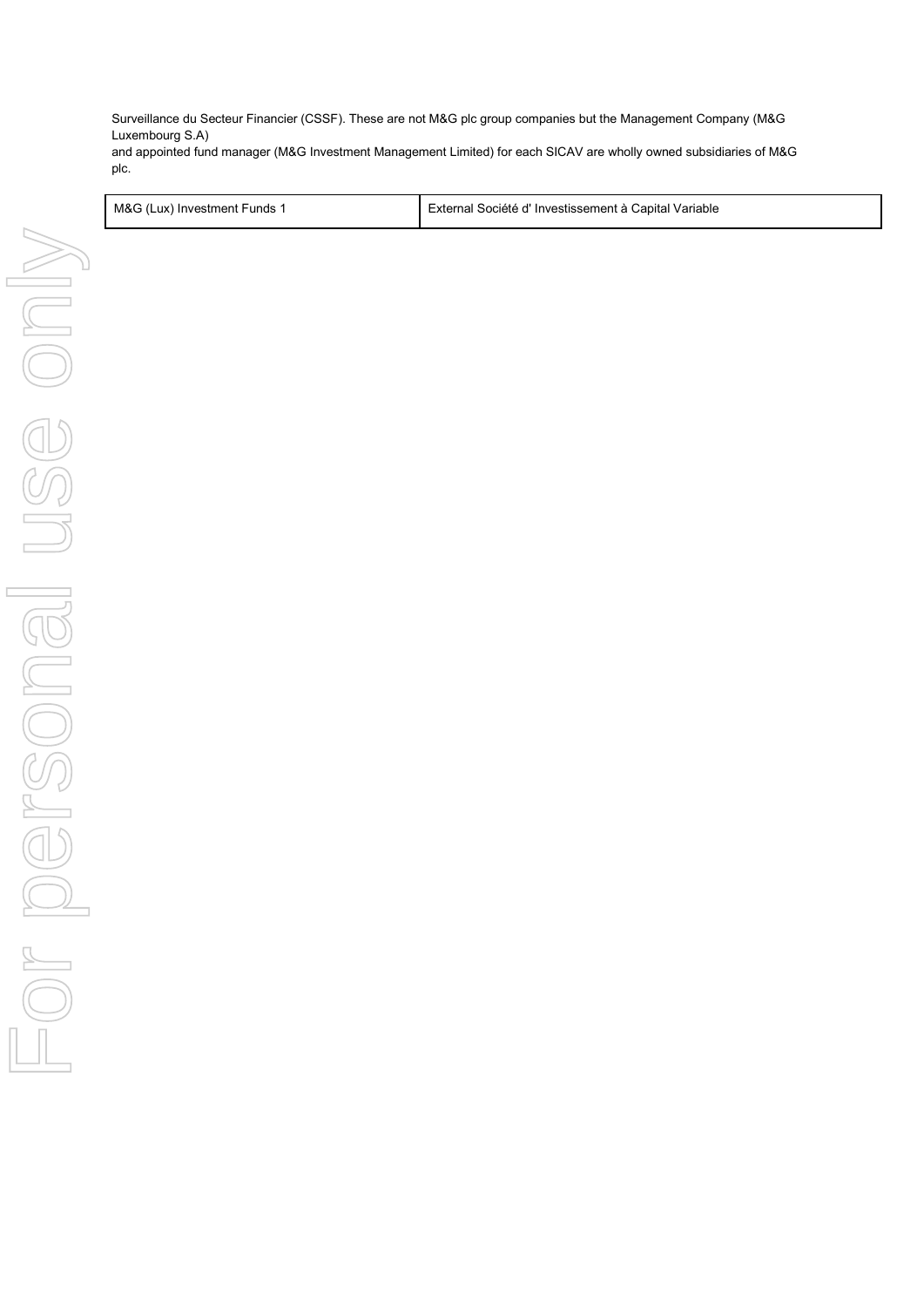Surveillance du Secteur Financier (CSSF). These are not M&G plc group companies but the Management Company (M&G Luxembourg S.A)
and appointed fund manager (M&G Investment Management Limited) for each SICAV are wholly owned subsidiaries of M&G plc.

| | |
|---|---|
| M&G (Lux) Investment Funds 1 | External Société d' Investissement à Capital Variable |